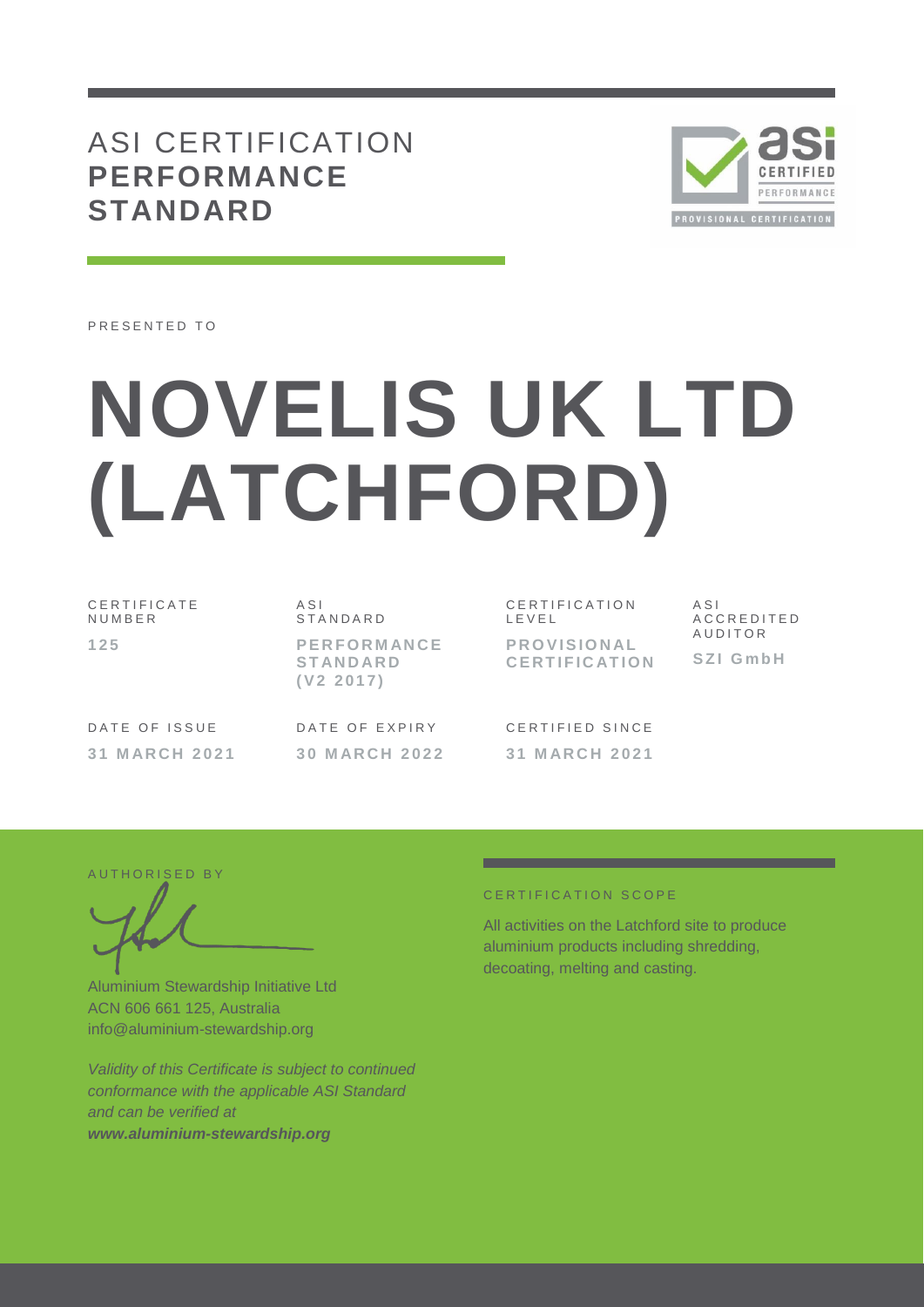# ASI CERTIFICATION **PERFORMANCE STANDARD**

PRESENTED TO

# NOVELIS UK LTD (LATCHFORD)

| CERTIFICATE NUMBER | ASI STANDARD | CERTIFICATION LEVEL | ASI ACCREDITED AUDITOR |
|---|---|---|---|
| **125** | **PERFORMANCE STANDARD (V2 2017)** | **PROVISIONAL CERTIFICATION** | **SZI GmbH** |

| DATE OF ISSUE | DATE OF EXPIRY | CERTIFIED SINCE |
|---|---|---|
| **31 MARCH 2021** | **30 MARCH 2022** | **31 MARCH 2021** |

AUTHORISED BY

Aluminium Stewardship Initiative Ltd
ACN 606 661 125, Australia
info@aluminium-stewardship.org

*Validity of this Certificate is subject to continued conformance with the applicable ASI Standard and can be verified at* ***www.aluminium-stewardship.org***

CERTIFICATION SCOPE

All activities on the Latchford site to produce aluminium products including shredding, decoating, melting and casting.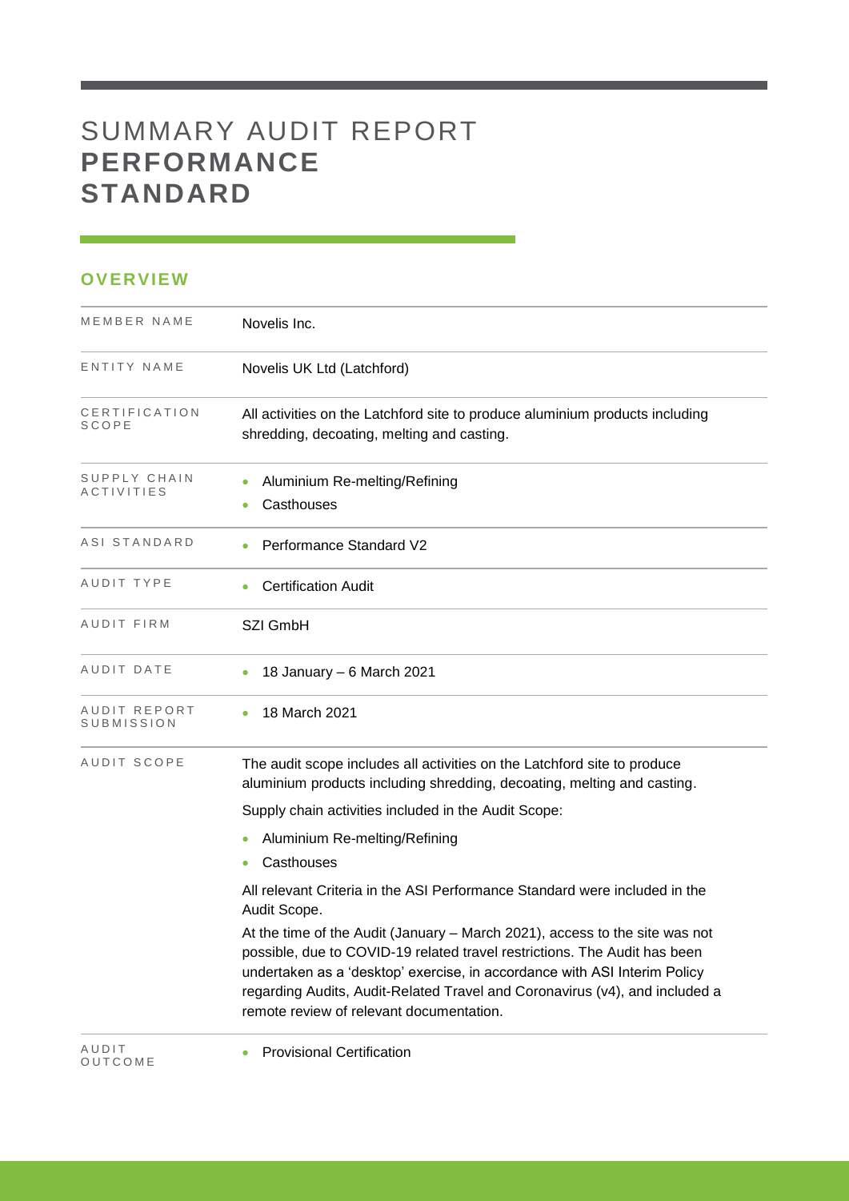# SUMMARY AUDIT REPORT **PERFORMANCE STANDARD**

## OVERVIEW

| | |
|---|---|
| MEMBER NAME | Novelis Inc. |
| ENTITY NAME | Novelis UK Ltd (Latchford) |
| CERTIFICATION SCOPE | All activities on the Latchford site to produce aluminium products including shredding, decoating, melting and casting. |
| SUPPLY CHAIN ACTIVITIES | • Aluminium Re-melting/Refining<br>• Casthouses |
| ASI STANDARD | • Performance Standard V2 |
| AUDIT TYPE | • Certification Audit |
| AUDIT FIRM | SZI GmbH |
| AUDIT DATE | • 18 January – 6 March 2021 |
| AUDIT REPORT SUBMISSION | • 18 March 2021 |
| AUDIT SCOPE | The audit scope includes all activities on the Latchford site to produce aluminium products including shredding, decoating, melting and casting.<br>Supply chain activities included in the Audit Scope:<br>• Aluminium Re-melting/Refining<br>• Casthouses<br>All relevant Criteria in the ASI Performance Standard were included in the Audit Scope.<br>At the time of the Audit (January – March 2021), access to the site was not possible, due to COVID-19 related travel restrictions. The Audit has been undertaken as a 'desktop' exercise, in accordance with ASI Interim Policy regarding Audits, Audit-Related Travel and Coronavirus (v4), and included a remote review of relevant documentation. |
| AUDIT OUTCOME | • Provisional Certification |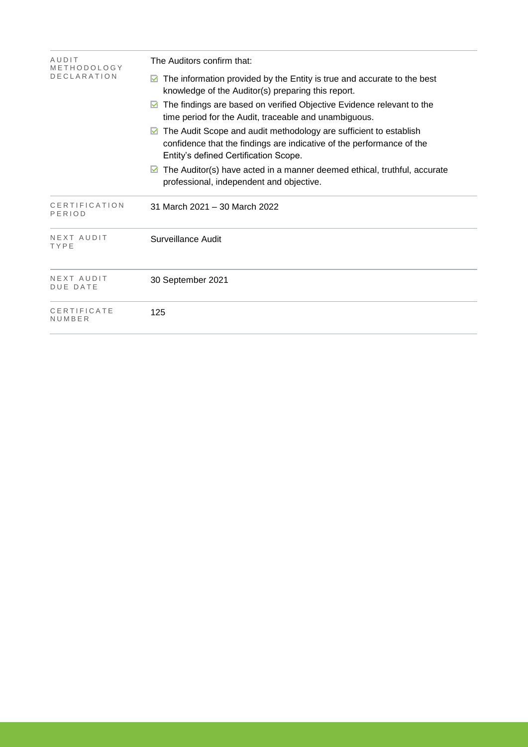| | |
|---|---|
| AUDIT METHODOLOGY DECLARATION | The Auditors confirm that:<br>☑ The information provided by the Entity is true and accurate to the best knowledge of the Auditor(s) preparing this report.<br>☑ The findings are based on verified Objective Evidence relevant to the time period for the Audit, traceable and unambiguous.<br>☑ The Audit Scope and audit methodology are sufficient to establish confidence that the findings are indicative of the performance of the Entity's defined Certification Scope.<br>☑ The Auditor(s) have acted in a manner deemed ethical, truthful, accurate professional, independent and objective. |
| CERTIFICATION PERIOD | 31 March 2021 – 30 March 2022 |
| NEXT AUDIT TYPE | Surveillance Audit |
| NEXT AUDIT DUE DATE | 30 September 2021 |
| CERTIFICATE NUMBER | 125 |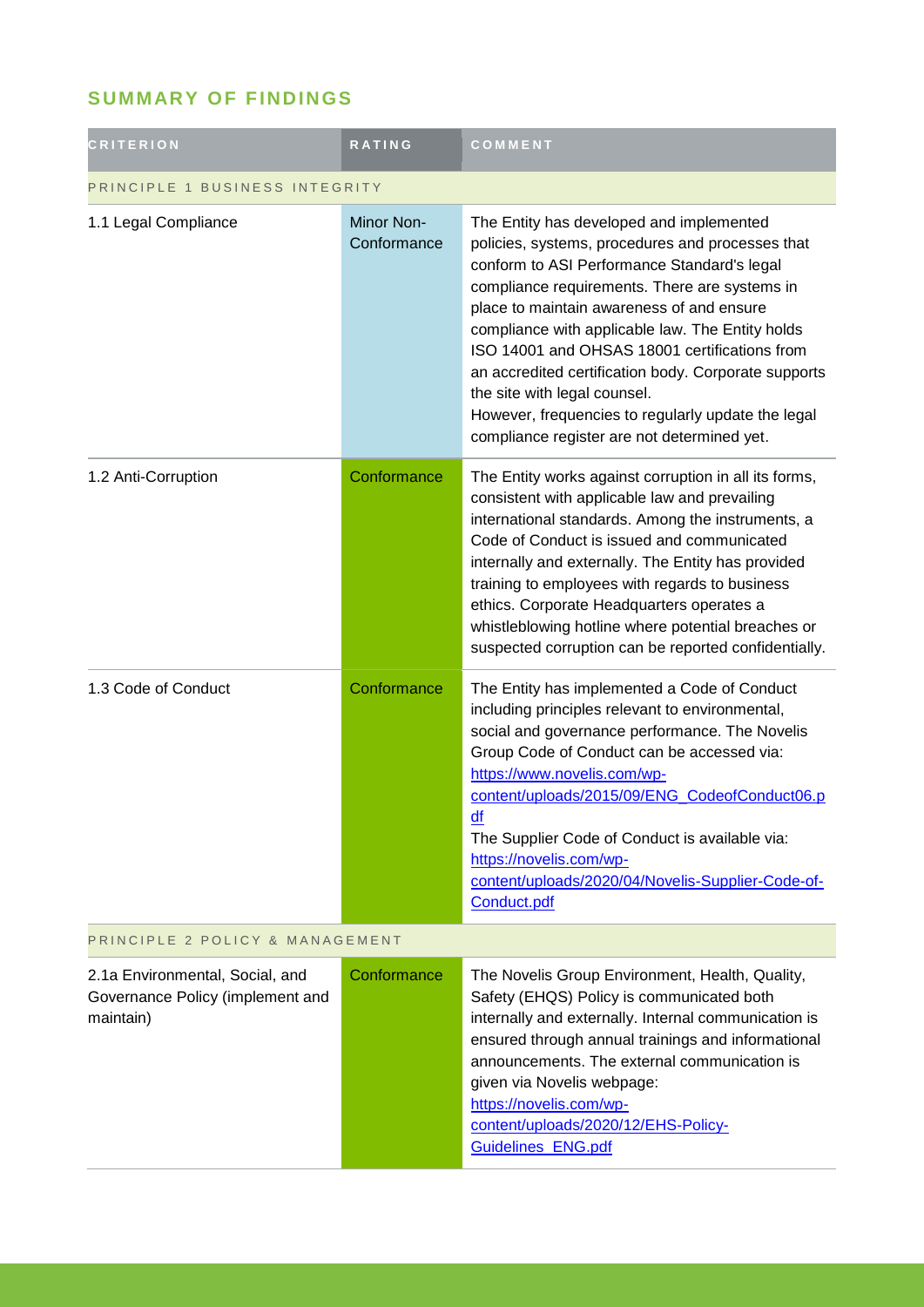## SUMMARY OF FINDINGS

| CRITERION | RATING | COMMENT |
|---|---|---|
| PRINCIPLE 1 BUSINESS INTEGRITY | | |
| 1.1 Legal Compliance | Minor Non-Conformance | The Entity has developed and implemented policies, systems, procedures and processes that conform to ASI Performance Standard's legal compliance requirements. There are systems in place to maintain awareness of and ensure compliance with applicable law. The Entity holds ISO 14001 and OHSAS 18001 certifications from an accredited certification body. Corporate supports the site with legal counsel.<br>However, frequencies to regularly update the legal compliance register are not determined yet. |
| 1.2 Anti-Corruption | Conformance | The Entity works against corruption in all its forms, consistent with applicable law and prevailing international standards. Among the instruments, a Code of Conduct is issued and communicated internally and externally. The Entity has provided training to employees with regards to business ethics. Corporate Headquarters operates a whistleblowing hotline where potential breaches or suspected corruption can be reported confidentially. |
| 1.3 Code of Conduct | Conformance | The Entity has implemented a Code of Conduct including principles relevant to environmental, social and governance performance. The Novelis Group Code of Conduct can be accessed via: https://www.novelis.com/wp-content/uploads/2015/09/ENG_CodeofConduct06.pdf<br>The Supplier Code of Conduct is available via: https://novelis.com/wp-content/uploads/2020/04/Novelis-Supplier-Code-of-Conduct.pdf |
| PRINCIPLE 2 POLICY & MANAGEMENT | | |
| 2.1a Environmental, Social, and Governance Policy (implement and maintain) | Conformance | The Novelis Group Environment, Health, Quality, Safety (EHQS) Policy is communicated both internally and externally. Internal communication is ensured through annual trainings and informational announcements. The external communication is given via Novelis webpage: https://novelis.com/wp-content/uploads/2020/12/EHS-Policy-Guidelines_ENG.pdf |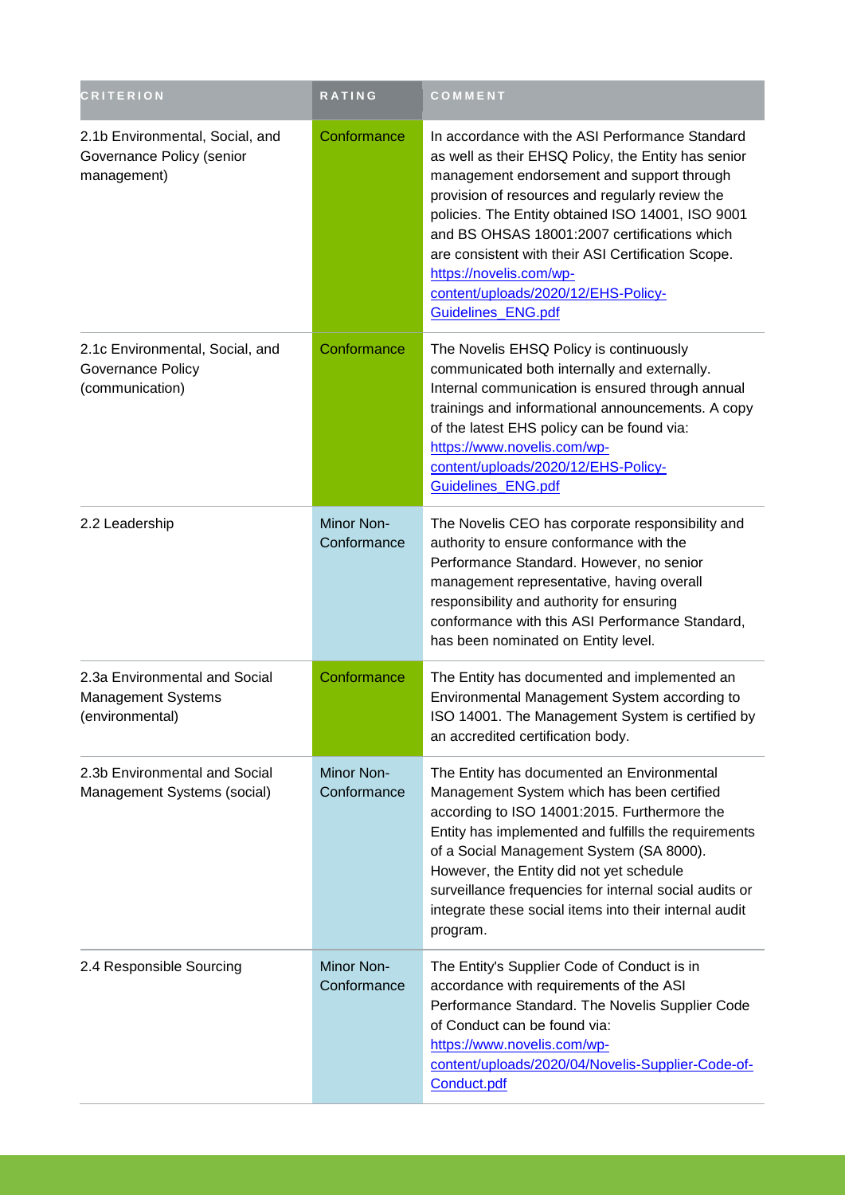| CRITERION | RATING | COMMENT |
| --- | --- | --- |
| 2.1b Environmental, Social, and Governance Policy (senior management) | Conformance | In accordance with the ASI Performance Standard as well as their EHSQ Policy, the Entity has senior management endorsement and support through provision of resources and regularly review the policies. The Entity obtained ISO 14001, ISO 9001 and BS OHSAS 18001:2007 certifications which are consistent with their ASI Certification Scope. https://novelis.com/wp-content/uploads/2020/12/EHS-Policy-Guidelines_ENG.pdf |
| 2.1c Environmental, Social, and Governance Policy (communication) | Conformance | The Novelis EHSQ Policy is continuously communicated both internally and externally. Internal communication is ensured through annual trainings and informational announcements. A copy of the latest EHS policy can be found via: https://www.novelis.com/wp-content/uploads/2020/12/EHS-Policy-Guidelines_ENG.pdf |
| 2.2 Leadership | Minor Non-Conformance | The Novelis CEO has corporate responsibility and authority to ensure conformance with the Performance Standard. However, no senior management representative, having overall responsibility and authority for ensuring conformance with this ASI Performance Standard, has been nominated on Entity level. |
| 2.3a Environmental and Social Management Systems (environmental) | Conformance | The Entity has documented and implemented an Environmental Management System according to ISO 14001. The Management System is certified by an accredited certification body. |
| 2.3b Environmental and Social Management Systems (social) | Minor Non-Conformance | The Entity has documented an Environmental Management System which has been certified according to ISO 14001:2015. Furthermore the Entity has implemented and fulfills the requirements of a Social Management System (SA 8000). However, the Entity did not yet schedule surveillance frequencies for internal social audits or integrate these social items into their internal audit program. |
| 2.4 Responsible Sourcing | Minor Non-Conformance | The Entity's Supplier Code of Conduct is in accordance with requirements of the ASI Performance Standard. The Novelis Supplier Code of Conduct can be found via: https://www.novelis.com/wp-content/uploads/2020/04/Novelis-Supplier-Code-of-Conduct.pdf |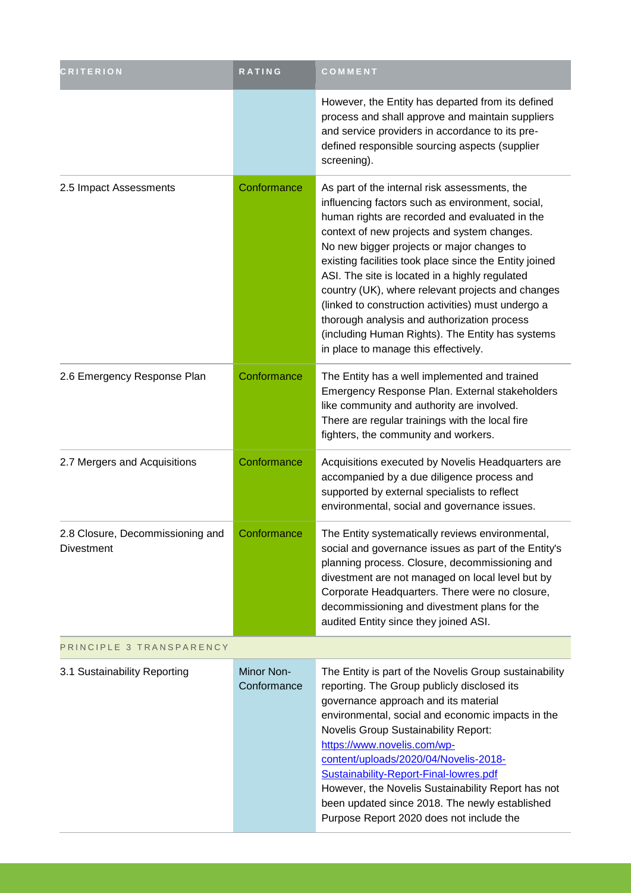| CRITERION | RATING | COMMENT |
| --- | --- | --- |
| | | However, the Entity has departed from its defined process and shall approve and maintain suppliers and service providers in accordance to its pre-defined responsible sourcing aspects (supplier screening). |
| 2.5 Impact Assessments | Conformance | As part of the internal risk assessments, the influencing factors such as environment, social, human rights are recorded and evaluated in the context of new projects and system changes. No new bigger projects or major changes to existing facilities took place since the Entity joined ASI. The site is located in a highly regulated country (UK), where relevant projects and changes (linked to construction activities) must undergo a thorough analysis and authorization process (including Human Rights). The Entity has systems in place to manage this effectively. |
| 2.6 Emergency Response Plan | Conformance | The Entity has a well implemented and trained Emergency Response Plan. External stakeholders like community and authority are involved. There are regular trainings with the local fire fighters, the community and workers. |
| 2.7 Mergers and Acquisitions | Conformance | Acquisitions executed by Novelis Headquarters are accompanied by a due diligence process and supported by external specialists to reflect environmental, social and governance issues. |
| 2.8 Closure, Decommissioning and Divestment | Conformance | The Entity systematically reviews environmental, social and governance issues as part of the Entity's planning process. Closure, decommissioning and divestment are not managed on local level but by Corporate Headquarters. There were no closure, decommissioning and divestment plans for the audited Entity since they joined ASI. |
| PRINCIPLE 3 TRANSPARENCY | | |
| 3.1 Sustainability Reporting | Minor Non-Conformance | The Entity is part of the Novelis Group sustainability reporting. The Group publicly disclosed its governance approach and its material environmental, social and economic impacts in the Novelis Group Sustainability Report: [https://www.novelis.com/wp-content/uploads/2020/04/Novelis-2018-Sustainability-Report-Final-lowres.pdf](https://www.novelis.com/wp-content/uploads/2020/04/Novelis-2018-Sustainability-Report-Final-lowres.pdf) However, the Novelis Sustainability Report has not been updated since 2018. The newly established Purpose Report 2020 does not include the |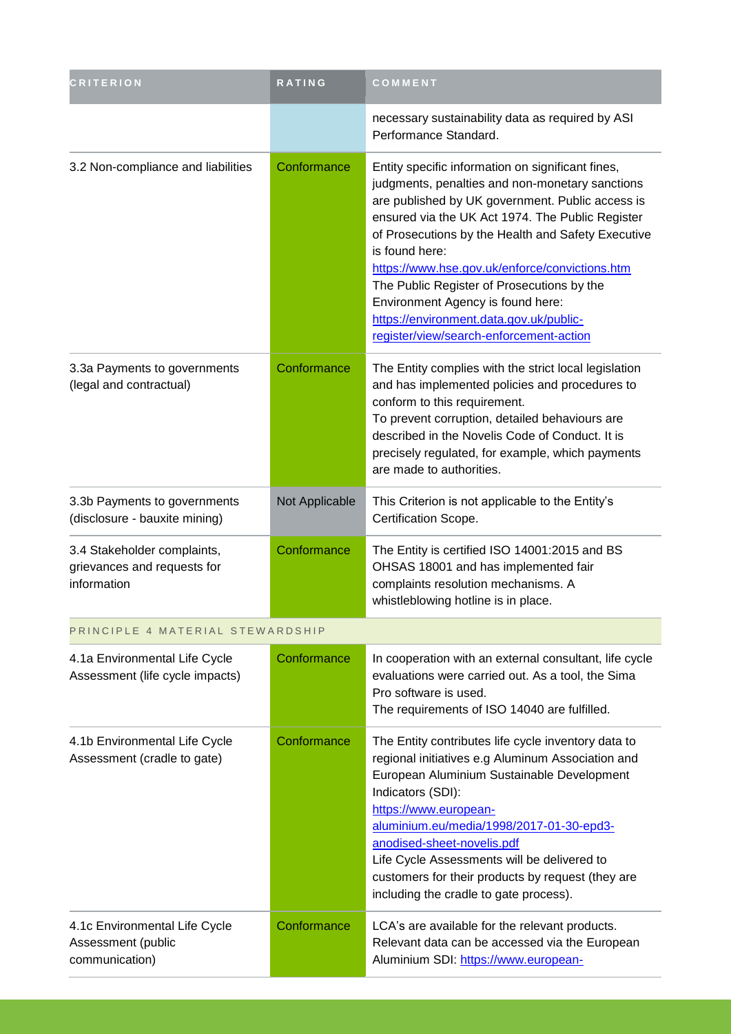| CRITERION | RATING | COMMENT |
|---|---|---|
| | | necessary sustainability data as required by ASI Performance Standard. |
| 3.2 Non-compliance and liabilities | Conformance | Entity specific information on significant fines, judgments, penalties and non-monetary sanctions are published by UK government. Public access is ensured via the UK Act 1974. The Public Register of Prosecutions by the Health and Safety Executive is found here: https://www.hse.gov.uk/enforce/convictions.htm The Public Register of Prosecutions by the Environment Agency is found here: https://environment.data.gov.uk/public-register/view/search-enforcement-action |
| 3.3a Payments to governments (legal and contractual) | Conformance | The Entity complies with the strict local legislation and has implemented policies and procedures to conform to this requirement. To prevent corruption, detailed behaviours are described in the Novelis Code of Conduct. It is precisely regulated, for example, which payments are made to authorities. |
| 3.3b Payments to governments (disclosure - bauxite mining) | Not Applicable | This Criterion is not applicable to the Entity's Certification Scope. |
| 3.4 Stakeholder complaints, grievances and requests for information | Conformance | The Entity is certified ISO 14001:2015 and BS OHSAS 18001 and has implemented fair complaints resolution mechanisms. A whistleblowing hotline is in place. |
| PRINCIPLE 4 MATERIAL STEWARDSHIP | | |
| 4.1a Environmental Life Cycle Assessment (life cycle impacts) | Conformance | In cooperation with an external consultant, life cycle evaluations were carried out. As a tool, the Sima Pro software is used. The requirements of ISO 14040 are fulfilled. |
| 4.1b Environmental Life Cycle Assessment (cradle to gate) | Conformance | The Entity contributes life cycle inventory data to regional initiatives e.g Aluminum Association and European Aluminium Sustainable Development Indicators (SDI): https://www.european-aluminium.eu/media/1998/2017-01-30-epd3-anodised-sheet-novelis.pdf Life Cycle Assessments will be delivered to customers for their products by request (they are including the cradle to gate process). |
| 4.1c Environmental Life Cycle Assessment (public communication) | Conformance | LCA's are available for the relevant products. Relevant data can be accessed via the European Aluminium SDI: https://www.european- |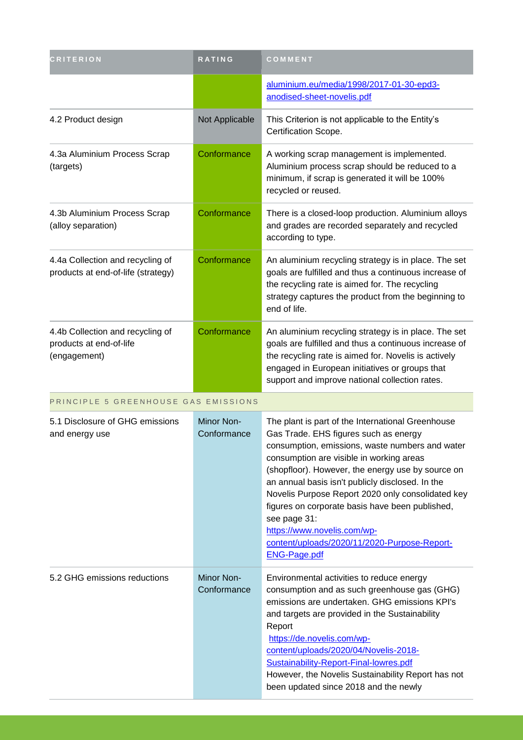| CRITERION | RATING | COMMENT |
| --- | --- | --- |
| | | aluminium.eu/media/1998/2017-01-30-epd3-anodised-sheet-novelis.pdf |
| 4.2 Product design | Not Applicable | This Criterion is not applicable to the Entity's Certification Scope. |
| 4.3a Aluminium Process Scrap (targets) | Conformance | A working scrap management is implemented. Aluminium process scrap should be reduced to a minimum, if scrap is generated it will be 100% recycled or reused. |
| 4.3b Aluminium Process Scrap (alloy separation) | Conformance | There is a closed-loop production. Aluminium alloys and grades are recorded separately and recycled according to type. |
| 4.4a Collection and recycling of products at end-of-life (strategy) | Conformance | An aluminium recycling strategy is in place. The set goals are fulfilled and thus a continuous increase of the recycling rate is aimed for. The recycling strategy captures the product from the beginning to end of life. |
| 4.4b Collection and recycling of products at end-of-life (engagement) | Conformance | An aluminium recycling strategy is in place. The set goals are fulfilled and thus a continuous increase of the recycling rate is aimed for. Novelis is actively engaged in European initiatives or groups that support and improve national collection rates. |
| PRINCIPLE 5 GREENHOUSE GAS EMISSIONS | | |
| 5.1 Disclosure of GHG emissions and energy use | Minor Non-Conformance | The plant is part of the International Greenhouse Gas Trade. EHS figures such as energy consumption, emissions, waste numbers and water consumption are visible in working areas (shopfloor). However, the energy use by source on an annual basis isn't publicly disclosed. In the Novelis Purpose Report 2020 only consolidated key figures on corporate basis have been published, see page 31: https://www.novelis.com/wp-content/uploads/2020/11/2020-Purpose-Report-ENG-Page.pdf |
| 5.2 GHG emissions reductions | Minor Non-Conformance | Environmental activities to reduce energy consumption and as such greenhouse gas (GHG) emissions are undertaken. GHG emissions KPI's and targets are provided in the Sustainability Report https://de.novelis.com/wp-content/uploads/2020/04/Novelis-2018-Sustainability-Report-Final-lowres.pdf However, the Novelis Sustainability Report has not been updated since 2018 and the newly |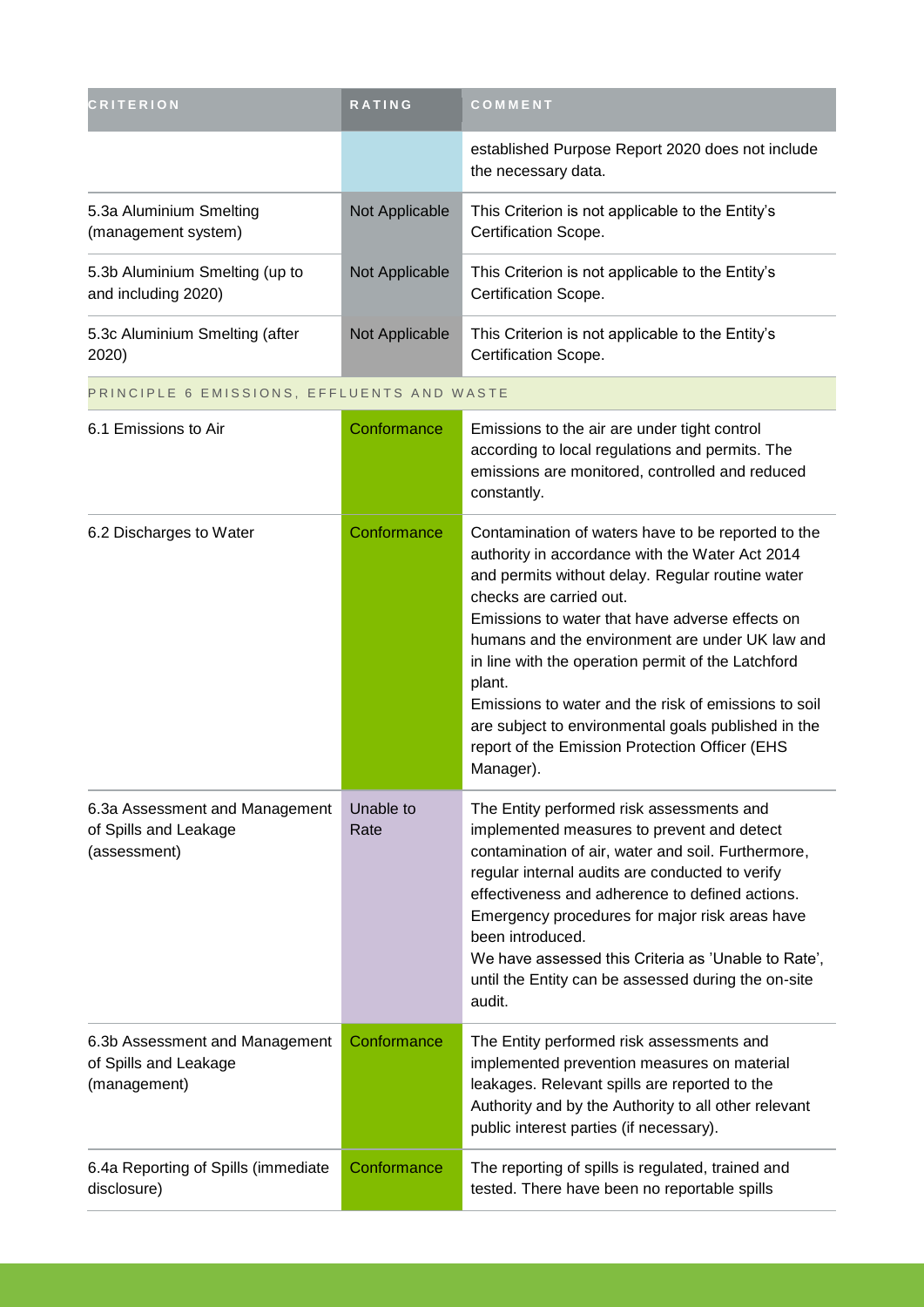| CRITERION | RATING | COMMENT |
|---|---|---|
| | | established Purpose Report 2020 does not include the necessary data. |
| 5.3a Aluminium Smelting (management system) | Not Applicable | This Criterion is not applicable to the Entity's Certification Scope. |
| 5.3b Aluminium Smelting (up to and including 2020) | Not Applicable | This Criterion is not applicable to the Entity's Certification Scope. |
| 5.3c Aluminium Smelting (after 2020) | Not Applicable | This Criterion is not applicable to the Entity's Certification Scope. |
| PRINCIPLE 6 EMISSIONS, EFFLUENTS AND WASTE | | |
| 6.1 Emissions to Air | Conformance | Emissions to the air are under tight control according to local regulations and permits. The emissions are monitored, controlled and reduced constantly. |
| 6.2 Discharges to Water | Conformance | Contamination of waters have to be reported to the authority in accordance with the Water Act 2014 and permits without delay. Regular routine water checks are carried out.<br>Emissions to water that have adverse effects on humans and the environment are under UK law and in line with the operation permit of the Latchford plant.<br>Emissions to water and the risk of emissions to soil are subject to environmental goals published in the report of the Emission Protection Officer (EHS Manager). |
| 6.3a Assessment and Management of Spills and Leakage (assessment) | Unable to Rate | The Entity performed risk assessments and implemented measures to prevent and detect contamination of air, water and soil. Furthermore, regular internal audits are conducted to verify effectiveness and adherence to defined actions. Emergency procedures for major risk areas have been introduced.<br>We have assessed this Criteria as 'Unable to Rate', until the Entity can be assessed during the on-site audit. |
| 6.3b Assessment and Management of Spills and Leakage (management) | Conformance | The Entity performed risk assessments and implemented prevention measures on material leakages. Relevant spills are reported to the Authority and by the Authority to all other relevant public interest parties (if necessary). |
| 6.4a Reporting of Spills (immediate disclosure) | Conformance | The reporting of spills is regulated, trained and tested. There have been no reportable spills |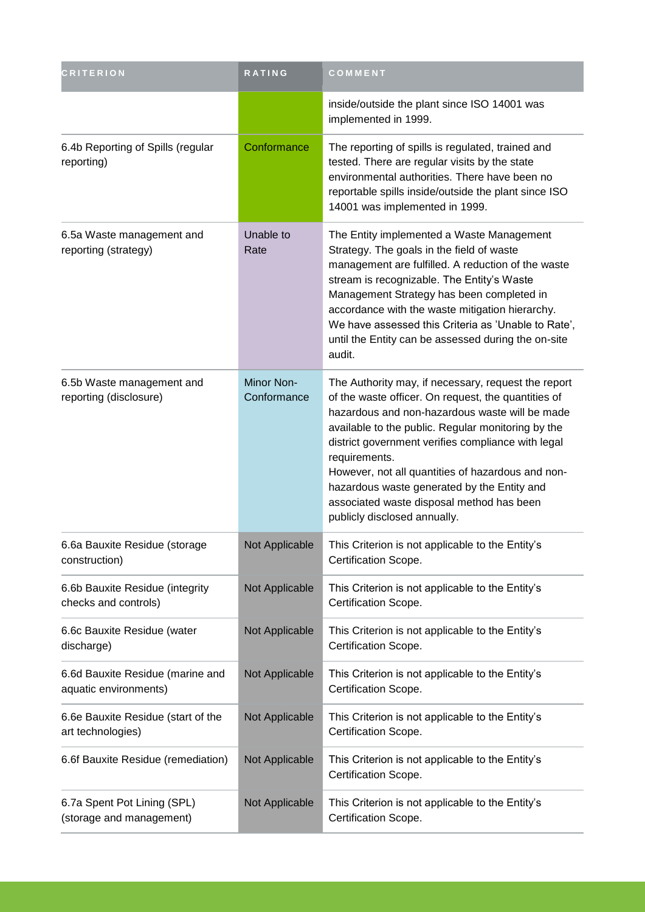| CRITERION | RATING | COMMENT |
| --- | --- | --- |
| | | inside/outside the plant since ISO 14001 was implemented in 1999. |
| 6.4b Reporting of Spills (regular reporting) | Conformance | The reporting of spills is regulated, trained and tested. There are regular visits by the state environmental authorities. There have been no reportable spills inside/outside the plant since ISO 14001 was implemented in 1999. |
| 6.5a Waste management and reporting (strategy) | Unable to Rate | The Entity implemented a Waste Management Strategy. The goals in the field of waste management are fulfilled. A reduction of the waste stream is recognizable. The Entity's Waste Management Strategy has been completed in accordance with the waste mitigation hierarchy. We have assessed this Criteria as 'Unable to Rate', until the Entity can be assessed during the on-site audit. |
| 6.5b Waste management and reporting (disclosure) | Minor Non-Conformance | The Authority may, if necessary, request the report of the waste officer. On request, the quantities of hazardous and non-hazardous waste will be made available to the public. Regular monitoring by the district government verifies compliance with legal requirements.<br>However, not all quantities of hazardous and non-hazardous waste generated by the Entity and associated waste disposal method has been publicly disclosed annually. |
| 6.6a Bauxite Residue (storage construction) | Not Applicable | This Criterion is not applicable to the Entity's Certification Scope. |
| 6.6b Bauxite Residue (integrity checks and controls) | Not Applicable | This Criterion is not applicable to the Entity's Certification Scope. |
| 6.6c Bauxite Residue (water discharge) | Not Applicable | This Criterion is not applicable to the Entity's Certification Scope. |
| 6.6d Bauxite Residue (marine and aquatic environments) | Not Applicable | This Criterion is not applicable to the Entity's Certification Scope. |
| 6.6e Bauxite Residue (start of the art technologies) | Not Applicable | This Criterion is not applicable to the Entity's Certification Scope. |
| 6.6f Bauxite Residue (remediation) | Not Applicable | This Criterion is not applicable to the Entity's Certification Scope. |
| 6.7a Spent Pot Lining (SPL) (storage and management) | Not Applicable | This Criterion is not applicable to the Entity's Certification Scope. |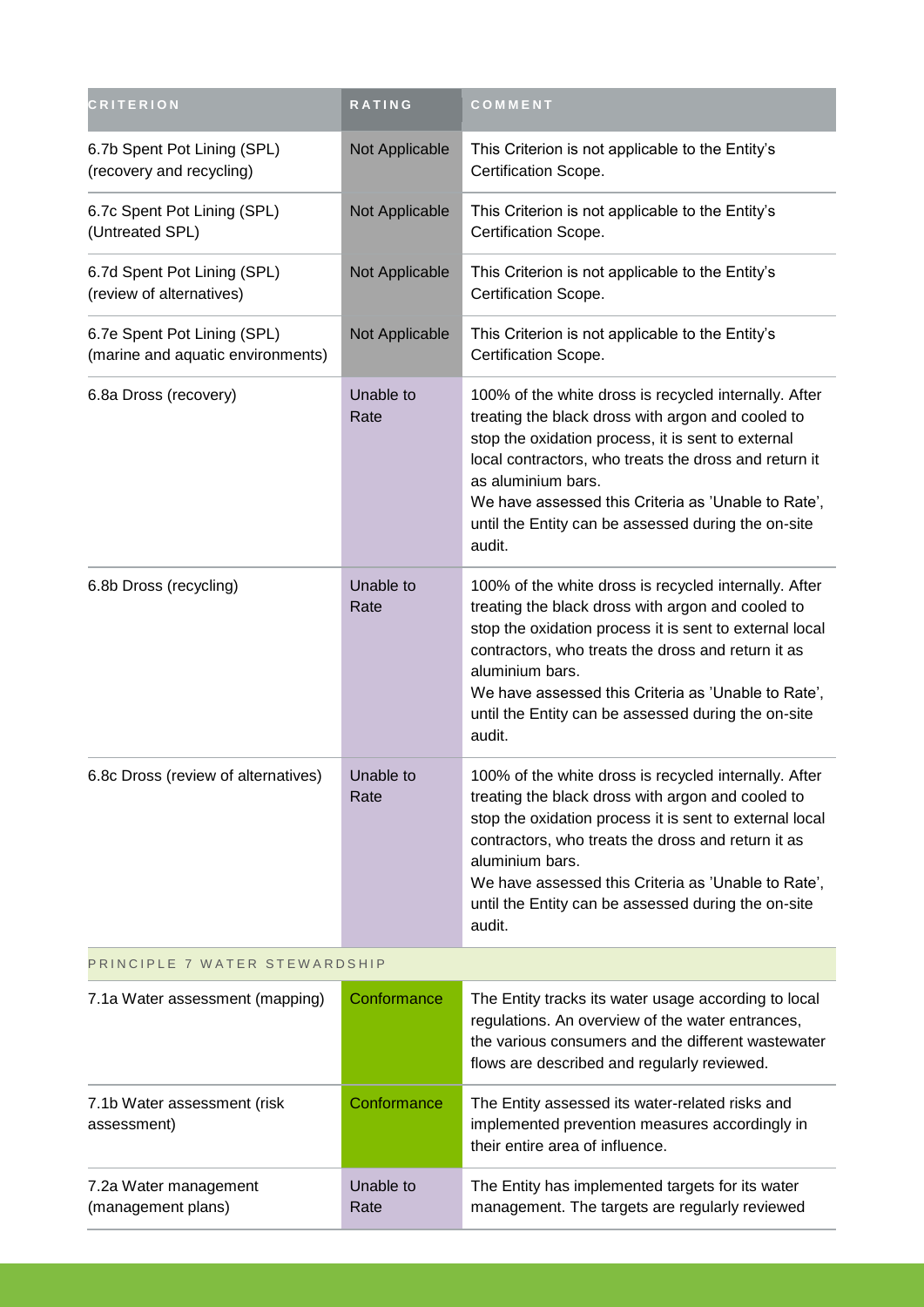| CRITERION | RATING | COMMENT |
| --- | --- | --- |
| 6.7b Spent Pot Lining (SPL) (recovery and recycling) | Not Applicable | This Criterion is not applicable to the Entity's Certification Scope. |
| 6.7c Spent Pot Lining (SPL) (Untreated SPL) | Not Applicable | This Criterion is not applicable to the Entity's Certification Scope. |
| 6.7d Spent Pot Lining (SPL) (review of alternatives) | Not Applicable | This Criterion is not applicable to the Entity's Certification Scope. |
| 6.7e Spent Pot Lining (SPL) (marine and aquatic environments) | Not Applicable | This Criterion is not applicable to the Entity's Certification Scope. |
| 6.8a Dross (recovery) | Unable to Rate | 100% of the white dross is recycled internally. After treating the black dross with argon and cooled to stop the oxidation process, it is sent to external local contractors, who treats the dross and return it as aluminium bars.<br>We have assessed this Criteria as 'Unable to Rate', until the Entity can be assessed during the on-site audit. |
| 6.8b Dross (recycling) | Unable to Rate | 100% of the white dross is recycled internally. After treating the black dross with argon and cooled to stop the oxidation process it is sent to external local contractors, who treats the dross and return it as aluminium bars.<br>We have assessed this Criteria as 'Unable to Rate', until the Entity can be assessed during the on-site audit. |
| 6.8c Dross (review of alternatives) | Unable to Rate | 100% of the white dross is recycled internally. After treating the black dross with argon and cooled to stop the oxidation process it is sent to external local contractors, who treats the dross and return it as aluminium bars.<br>We have assessed this Criteria as 'Unable to Rate', until the Entity can be assessed during the on-site audit. |
| PRINCIPLE 7 WATER STEWARDSHIP | | |
| 7.1a Water assessment (mapping) | Conformance | The Entity tracks its water usage according to local regulations. An overview of the water entrances, the various consumers and the different wastewater flows are described and regularly reviewed. |
| 7.1b Water assessment (risk assessment) | Conformance | The Entity assessed its water-related risks and implemented prevention measures accordingly in their entire area of influence. |
| 7.2a Water management (management plans) | Unable to Rate | The Entity has implemented targets for its water management. The targets are regularly reviewed |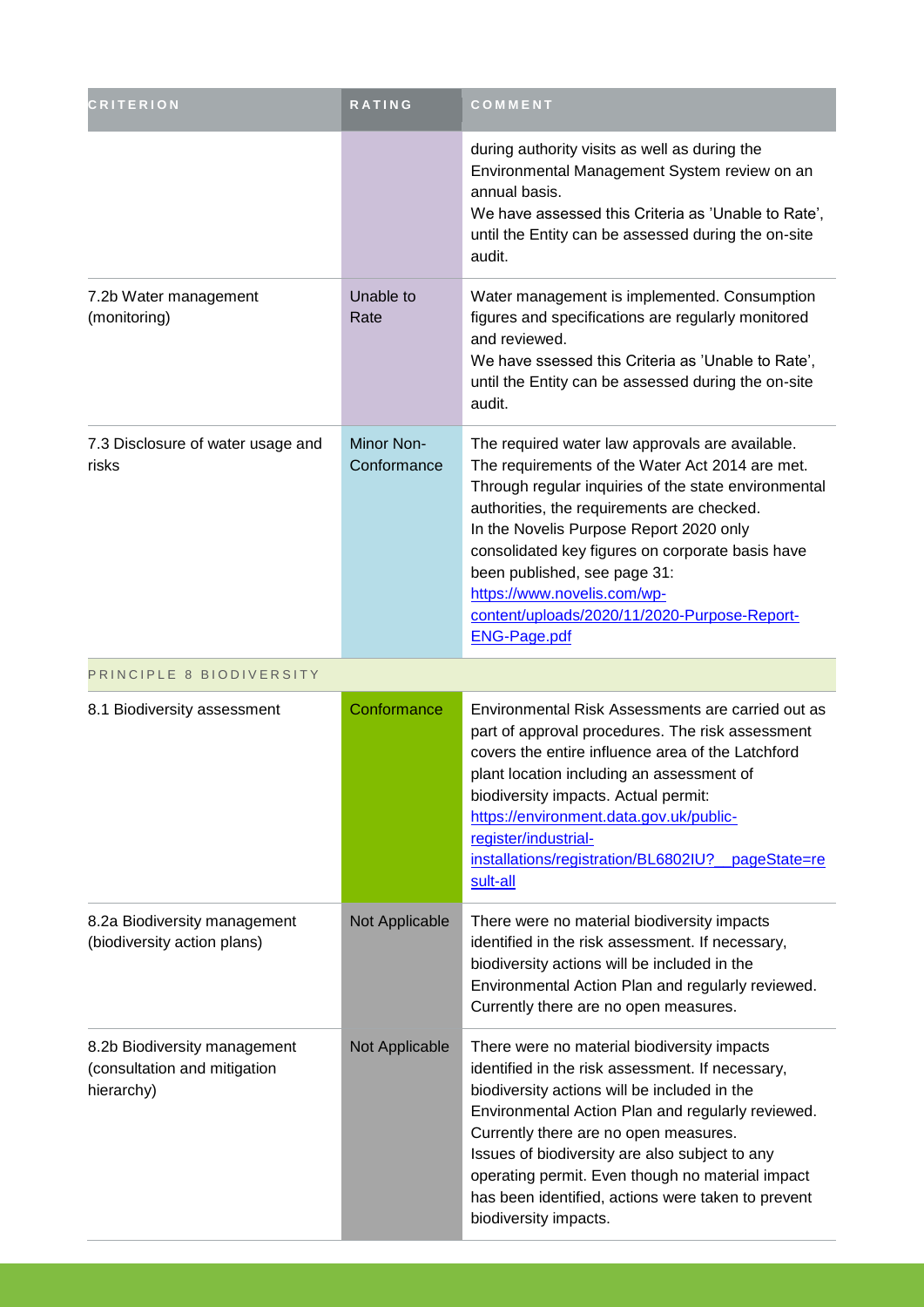| CRITERION | RATING | COMMENT |
| --- | --- | --- |
| | | during authority visits as well as during the Environmental Management System review on an annual basis.<br>We have assessed this Criteria as 'Unable to Rate', until the Entity can be assessed during the on-site audit. |
| 7.2b Water management (monitoring) | Unable to Rate | Water management is implemented. Consumption figures and specifications are regularly monitored and reviewed.<br>We have ssessed this Criteria as 'Unable to Rate', until the Entity can be assessed during the on-site audit. |
| 7.3 Disclosure of water usage and risks | Minor Non-Conformance | The required water law approvals are available. The requirements of the Water Act 2014 are met. Through regular inquiries of the state environmental authorities, the requirements are checked.<br>In the Novelis Purpose Report 2020 only consolidated key figures on corporate basis have been published, see page 31: [https://www.novelis.com/wp-content/uploads/2020/11/2020-Purpose-Report-ENG-Page.pdf](https://www.novelis.com/wp-content/uploads/2020/11/2020-Purpose-Report-ENG-Page.pdf) |
| PRINCIPLE 8 BIODIVERSITY | | |
| 8.1 Biodiversity assessment | Conformance | Environmental Risk Assessments are carried out as part of approval procedures. The risk assessment covers the entire influence area of the Latchford plant location including an assessment of biodiversity impacts. Actual permit: [https://environment.data.gov.uk/public-register/industrial-installations/registration/BL6802IU?__pageState=result-all](https://environment.data.gov.uk/public-register/industrial-installations/registration/BL6802IU?__pageState=result-all) |
| 8.2a Biodiversity management (biodiversity action plans) | Not Applicable | There were no material biodiversity impacts identified in the risk assessment. If necessary, biodiversity actions will be included in the Environmental Action Plan and regularly reviewed. Currently there are no open measures. |
| 8.2b Biodiversity management (consultation and mitigation hierarchy) | Not Applicable | There were no material biodiversity impacts identified in the risk assessment. If necessary, biodiversity actions will be included in the Environmental Action Plan and regularly reviewed. Currently there are no open measures.<br>Issues of biodiversity are also subject to any operating permit. Even though no material impact has been identified, actions were taken to prevent biodiversity impacts. |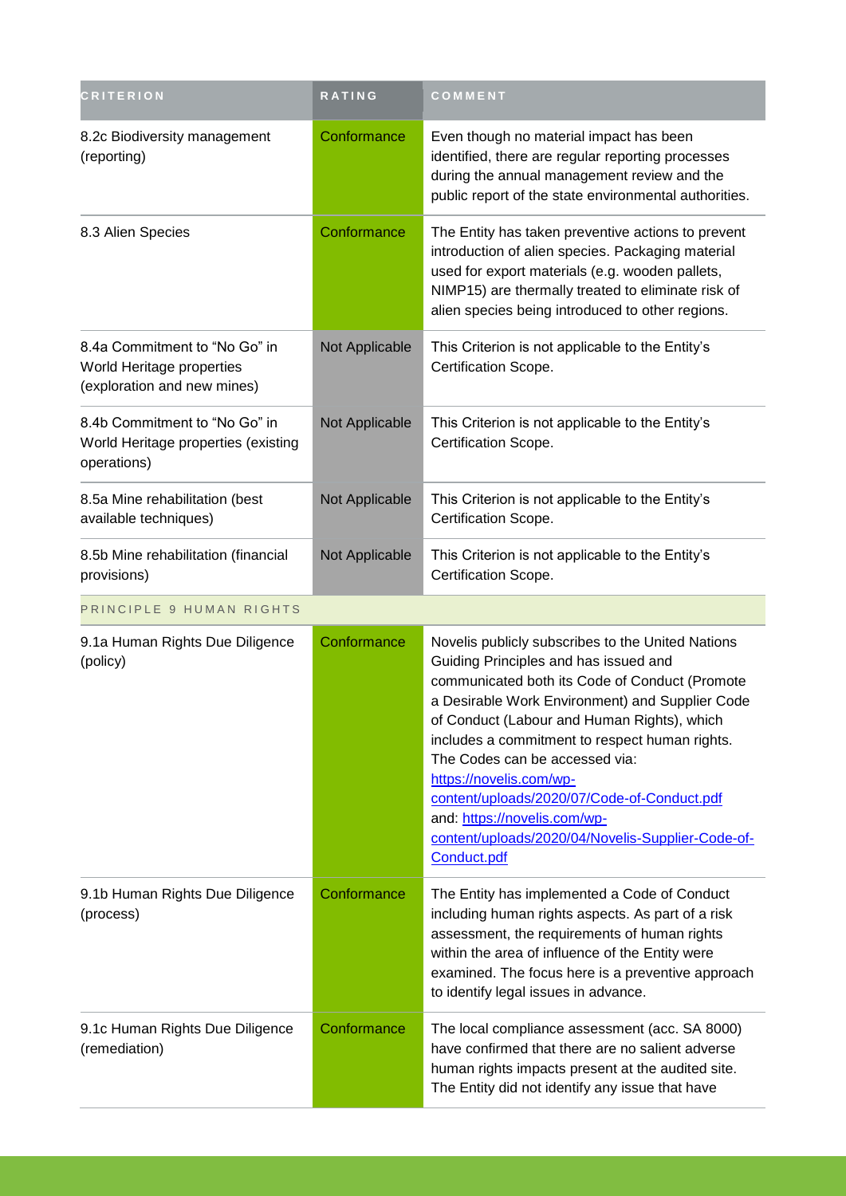| CRITERION | RATING | COMMENT |
|---|---|---|
| 8.2c Biodiversity management (reporting) | Conformance | Even though no material impact has been identified, there are regular reporting processes during the annual management review and the public report of the state environmental authorities. |
| 8.3 Alien Species | Conformance | The Entity has taken preventive actions to prevent introduction of alien species. Packaging material used for export materials (e.g. wooden pallets, NIMP15) are thermally treated to eliminate risk of alien species being introduced to other regions. |
| 8.4a Commitment to "No Go" in World Heritage properties (exploration and new mines) | Not Applicable | This Criterion is not applicable to the Entity's Certification Scope. |
| 8.4b Commitment to "No Go" in World Heritage properties (existing operations) | Not Applicable | This Criterion is not applicable to the Entity's Certification Scope. |
| 8.5a Mine rehabilitation (best available techniques) | Not Applicable | This Criterion is not applicable to the Entity's Certification Scope. |
| 8.5b Mine rehabilitation (financial provisions) | Not Applicable | This Criterion is not applicable to the Entity's Certification Scope. |
| PRINCIPLE 9 HUMAN RIGHTS | | |
| 9.1a Human Rights Due Diligence (policy) | Conformance | Novelis publicly subscribes to the United Nations Guiding Principles and has issued and communicated both its Code of Conduct (Promote a Desirable Work Environment) and Supplier Code of Conduct (Labour and Human Rights), which includes a commitment to respect human rights. The Codes can be accessed via: https://novelis.com/wp-content/uploads/2020/07/Code-of-Conduct.pdf and: https://novelis.com/wp-content/uploads/2020/04/Novelis-Supplier-Code-of-Conduct.pdf |
| 9.1b Human Rights Due Diligence (process) | Conformance | The Entity has implemented a Code of Conduct including human rights aspects. As part of a risk assessment, the requirements of human rights within the area of influence of the Entity were examined. The focus here is a preventive approach to identify legal issues in advance. |
| 9.1c Human Rights Due Diligence (remediation) | Conformance | The local compliance assessment (acc. SA 8000) have confirmed that there are no salient adverse human rights impacts present at the audited site. The Entity did not identify any issue that have |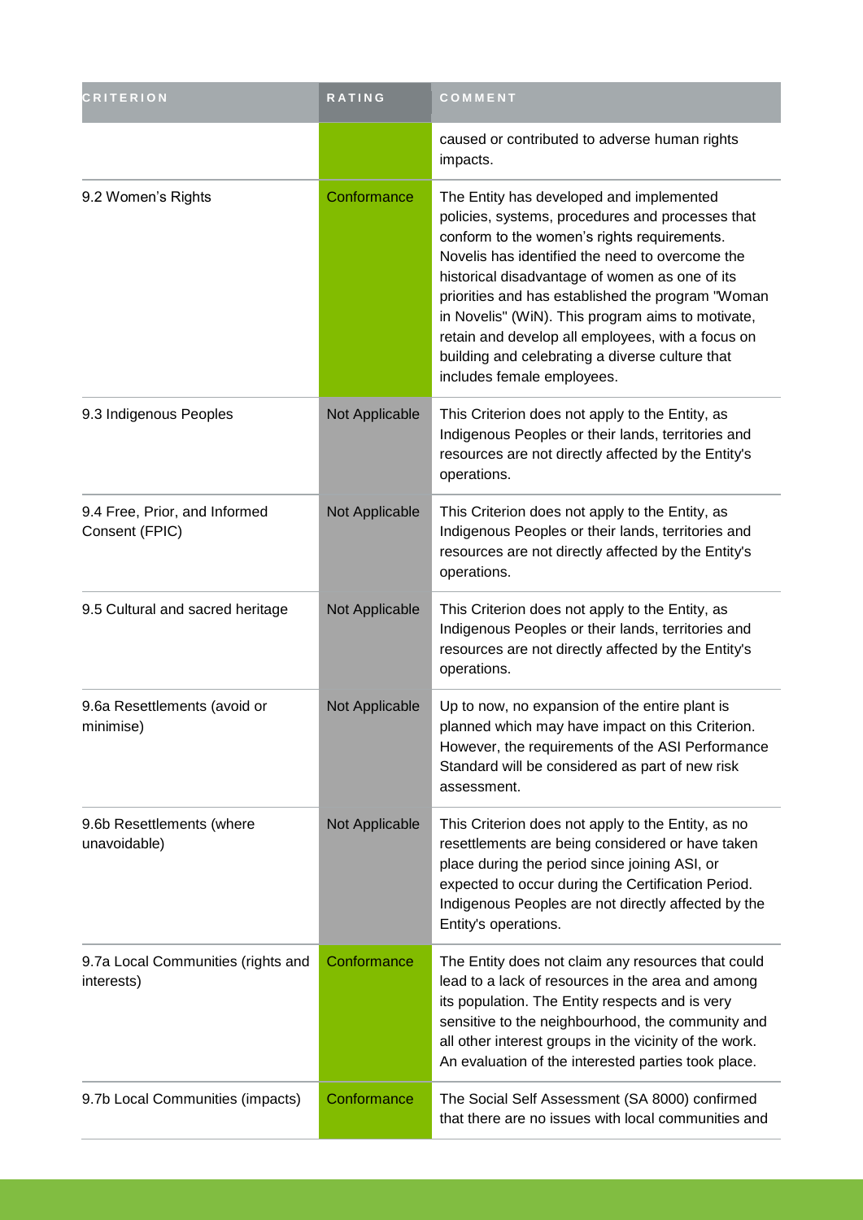| CRITERION | RATING | COMMENT |
| --- | --- | --- |
| | | caused or contributed to adverse human rights impacts. |
| 9.2 Women's Rights | Conformance | The Entity has developed and implemented policies, systems, procedures and processes that conform to the women's rights requirements. Novelis has identified the need to overcome the historical disadvantage of women as one of its priorities and has established the program "Woman in Novelis" (WiN). This program aims to motivate, retain and develop all employees, with a focus on building and celebrating a diverse culture that includes female employees. |
| 9.3 Indigenous Peoples | Not Applicable | This Criterion does not apply to the Entity, as Indigenous Peoples or their lands, territories and resources are not directly affected by the Entity's operations. |
| 9.4 Free, Prior, and Informed Consent (FPIC) | Not Applicable | This Criterion does not apply to the Entity, as Indigenous Peoples or their lands, territories and resources are not directly affected by the Entity's operations. |
| 9.5 Cultural and sacred heritage | Not Applicable | This Criterion does not apply to the Entity, as Indigenous Peoples or their lands, territories and resources are not directly affected by the Entity's operations. |
| 9.6a Resettlements (avoid or minimise) | Not Applicable | Up to now, no expansion of the entire plant is planned which may have impact on this Criterion. However, the requirements of the ASI Performance Standard will be considered as part of new risk assessment. |
| 9.6b Resettlements (where unavoidable) | Not Applicable | This Criterion does not apply to the Entity, as no resettlements are being considered or have taken place during the period since joining ASI, or expected to occur during the Certification Period. Indigenous Peoples are not directly affected by the Entity's operations. |
| 9.7a Local Communities (rights and interests) | Conformance | The Entity does not claim any resources that could lead to a lack of resources in the area and among its population. The Entity respects and is very sensitive to the neighbourhood, the community and all other interest groups in the vicinity of the work. An evaluation of the interested parties took place. |
| 9.7b Local Communities (impacts) | Conformance | The Social Self Assessment (SA 8000) confirmed that there are no issues with local communities and |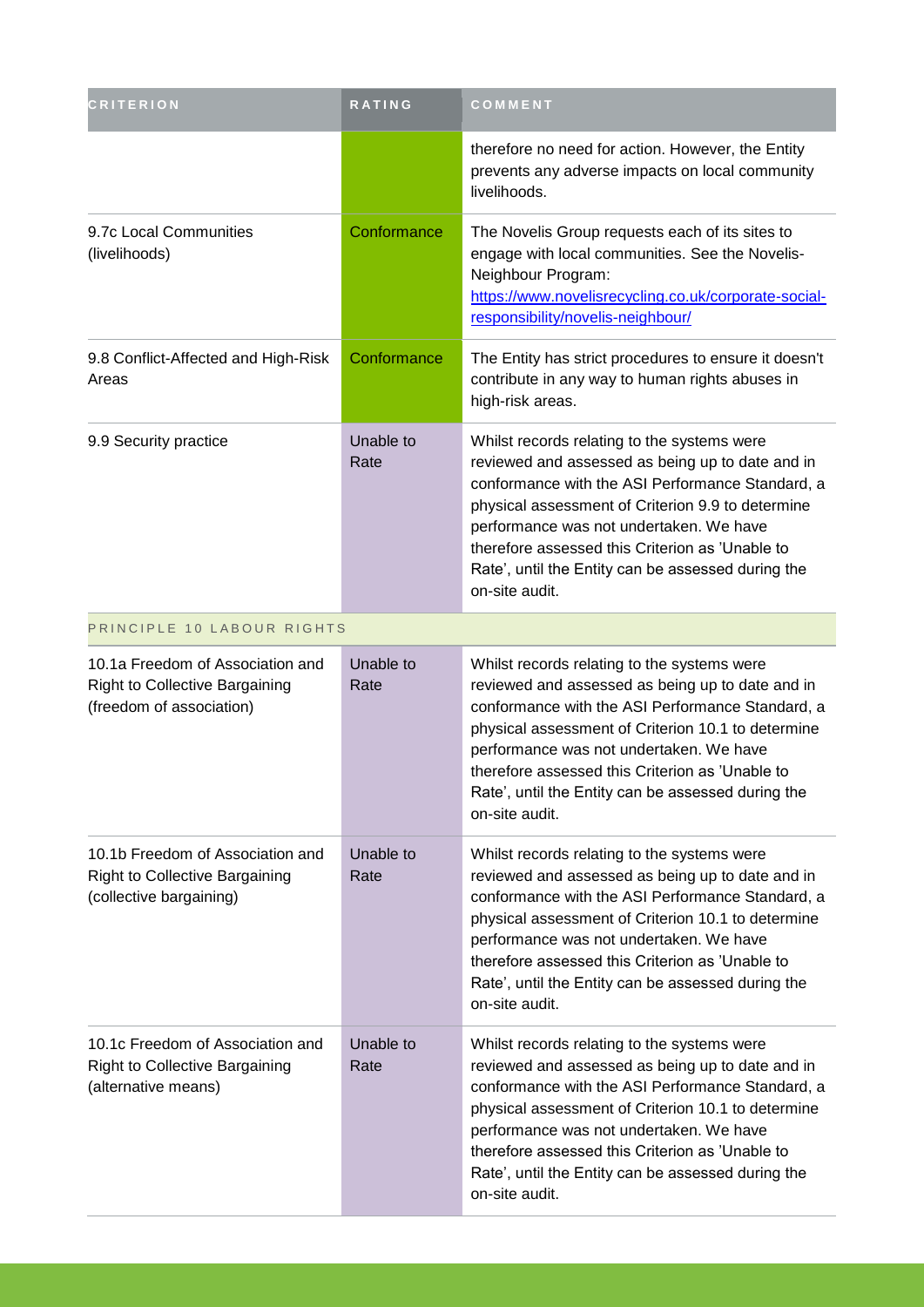| CRITERION | RATING | COMMENT |
|---|---|---|
| | | therefore no need for action. However, the Entity prevents any adverse impacts on local community livelihoods. |
| 9.7c Local Communities (livelihoods) | Conformance | The Novelis Group requests each of its sites to engage with local communities. See the Novelis-Neighbour Program: [https://www.novelisrecycling.co.uk/corporate-social-responsibility/novelis-neighbour/](https://www.novelisrecycling.co.uk/corporate-social-responsibility/novelis-neighbour/) |
| 9.8 Conflict-Affected and High-Risk Areas | Conformance | The Entity has strict procedures to ensure it doesn't contribute in any way to human rights abuses in high-risk areas. |
| 9.9 Security practice | Unable to Rate | Whilst records relating to the systems were reviewed and assessed as being up to date and in conformance with the ASI Performance Standard, a physical assessment of Criterion 9.9 to determine performance was not undertaken. We have therefore assessed this Criterion as 'Unable to Rate', until the Entity can be assessed during the on-site audit. |
| PRINCIPLE 10 LABOUR RIGHTS | | |
| 10.1a Freedom of Association and Right to Collective Bargaining (freedom of association) | Unable to Rate | Whilst records relating to the systems were reviewed and assessed as being up to date and in conformance with the ASI Performance Standard, a physical assessment of Criterion 10.1 to determine performance was not undertaken. We have therefore assessed this Criterion as 'Unable to Rate', until the Entity can be assessed during the on-site audit. |
| 10.1b Freedom of Association and Right to Collective Bargaining (collective bargaining) | Unable to Rate | Whilst records relating to the systems were reviewed and assessed as being up to date and in conformance with the ASI Performance Standard, a physical assessment of Criterion 10.1 to determine performance was not undertaken. We have therefore assessed this Criterion as 'Unable to Rate', until the Entity can be assessed during the on-site audit. |
| 10.1c Freedom of Association and Right to Collective Bargaining (alternative means) | Unable to Rate | Whilst records relating to the systems were reviewed and assessed as being up to date and in conformance with the ASI Performance Standard, a physical assessment of Criterion 10.1 to determine performance was not undertaken. We have therefore assessed this Criterion as 'Unable to Rate', until the Entity can be assessed during the on-site audit. |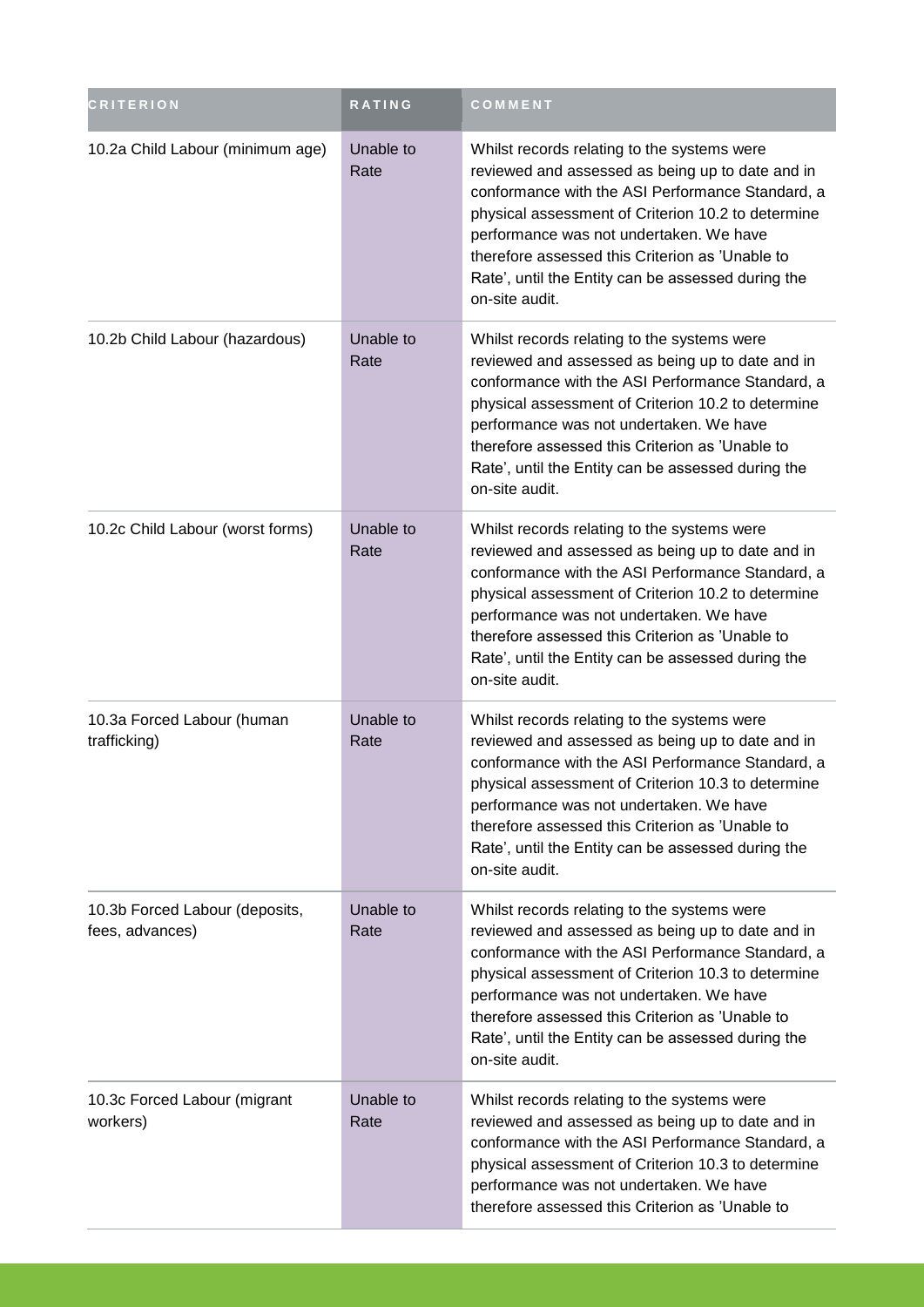| CRITERION | RATING | COMMENT |
| --- | --- | --- |
| 10.2a Child Labour (minimum age) | Unable to Rate | Whilst records relating to the systems were reviewed and assessed as being up to date and in conformance with the ASI Performance Standard, a physical assessment of Criterion 10.2 to determine performance was not undertaken. We have therefore assessed this Criterion as 'Unable to Rate', until the Entity can be assessed during the on-site audit. |
| 10.2b Child Labour (hazardous) | Unable to Rate | Whilst records relating to the systems were reviewed and assessed as being up to date and in conformance with the ASI Performance Standard, a physical assessment of Criterion 10.2 to determine performance was not undertaken. We have therefore assessed this Criterion as 'Unable to Rate', until the Entity can be assessed during the on-site audit. |
| 10.2c Child Labour (worst forms) | Unable to Rate | Whilst records relating to the systems were reviewed and assessed as being up to date and in conformance with the ASI Performance Standard, a physical assessment of Criterion 10.2 to determine performance was not undertaken. We have therefore assessed this Criterion as 'Unable to Rate', until the Entity can be assessed during the on-site audit. |
| 10.3a Forced Labour (human trafficking) | Unable to Rate | Whilst records relating to the systems were reviewed and assessed as being up to date and in conformance with the ASI Performance Standard, a physical assessment of Criterion 10.3 to determine performance was not undertaken. We have therefore assessed this Criterion as 'Unable to Rate', until the Entity can be assessed during the on-site audit. |
| 10.3b Forced Labour (deposits, fees, advances) | Unable to Rate | Whilst records relating to the systems were reviewed and assessed as being up to date and in conformance with the ASI Performance Standard, a physical assessment of Criterion 10.3 to determine performance was not undertaken. We have therefore assessed this Criterion as 'Unable to Rate', until the Entity can be assessed during the on-site audit. |
| 10.3c Forced Labour (migrant workers) | Unable to Rate | Whilst records relating to the systems were reviewed and assessed as being up to date and in conformance with the ASI Performance Standard, a physical assessment of Criterion 10.3 to determine performance was not undertaken. We have therefore assessed this Criterion as 'Unable to |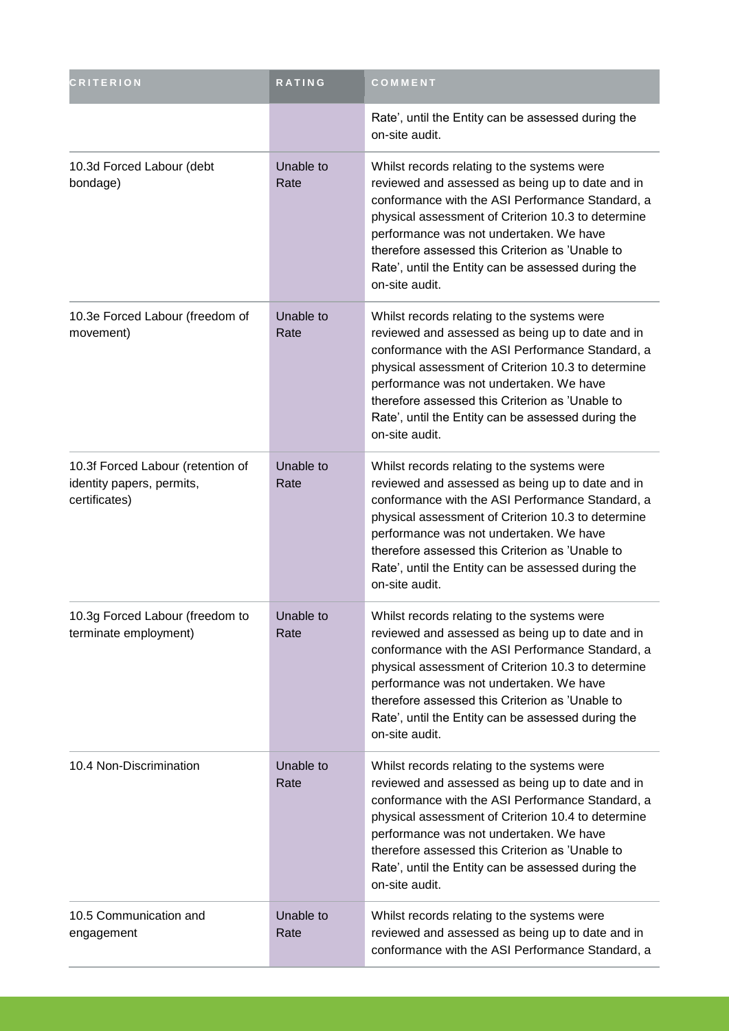| CRITERION | RATING | COMMENT |
|---|---|---|
| | | Rate', until the Entity can be assessed during the on-site audit. |
| 10.3d Forced Labour (debt bondage) | Unable to Rate | Whilst records relating to the systems were reviewed and assessed as being up to date and in conformance with the ASI Performance Standard, a physical assessment of Criterion 10.3 to determine performance was not undertaken. We have therefore assessed this Criterion as 'Unable to Rate', until the Entity can be assessed during the on-site audit. |
| 10.3e Forced Labour (freedom of movement) | Unable to Rate | Whilst records relating to the systems were reviewed and assessed as being up to date and in conformance with the ASI Performance Standard, a physical assessment of Criterion 10.3 to determine performance was not undertaken. We have therefore assessed this Criterion as 'Unable to Rate', until the Entity can be assessed during the on-site audit. |
| 10.3f Forced Labour (retention of identity papers, permits, certificates) | Unable to Rate | Whilst records relating to the systems were reviewed and assessed as being up to date and in conformance with the ASI Performance Standard, a physical assessment of Criterion 10.3 to determine performance was not undertaken. We have therefore assessed this Criterion as 'Unable to Rate', until the Entity can be assessed during the on-site audit. |
| 10.3g Forced Labour (freedom to terminate employment) | Unable to Rate | Whilst records relating to the systems were reviewed and assessed as being up to date and in conformance with the ASI Performance Standard, a physical assessment of Criterion 10.3 to determine performance was not undertaken. We have therefore assessed this Criterion as 'Unable to Rate', until the Entity can be assessed during the on-site audit. |
| 10.4 Non-Discrimination | Unable to Rate | Whilst records relating to the systems were reviewed and assessed as being up to date and in conformance with the ASI Performance Standard, a physical assessment of Criterion 10.4 to determine performance was not undertaken. We have therefore assessed this Criterion as 'Unable to Rate', until the Entity can be assessed during the on-site audit. |
| 10.5 Communication and engagement | Unable to Rate | Whilst records relating to the systems were reviewed and assessed as being up to date and in conformance with the ASI Performance Standard, a |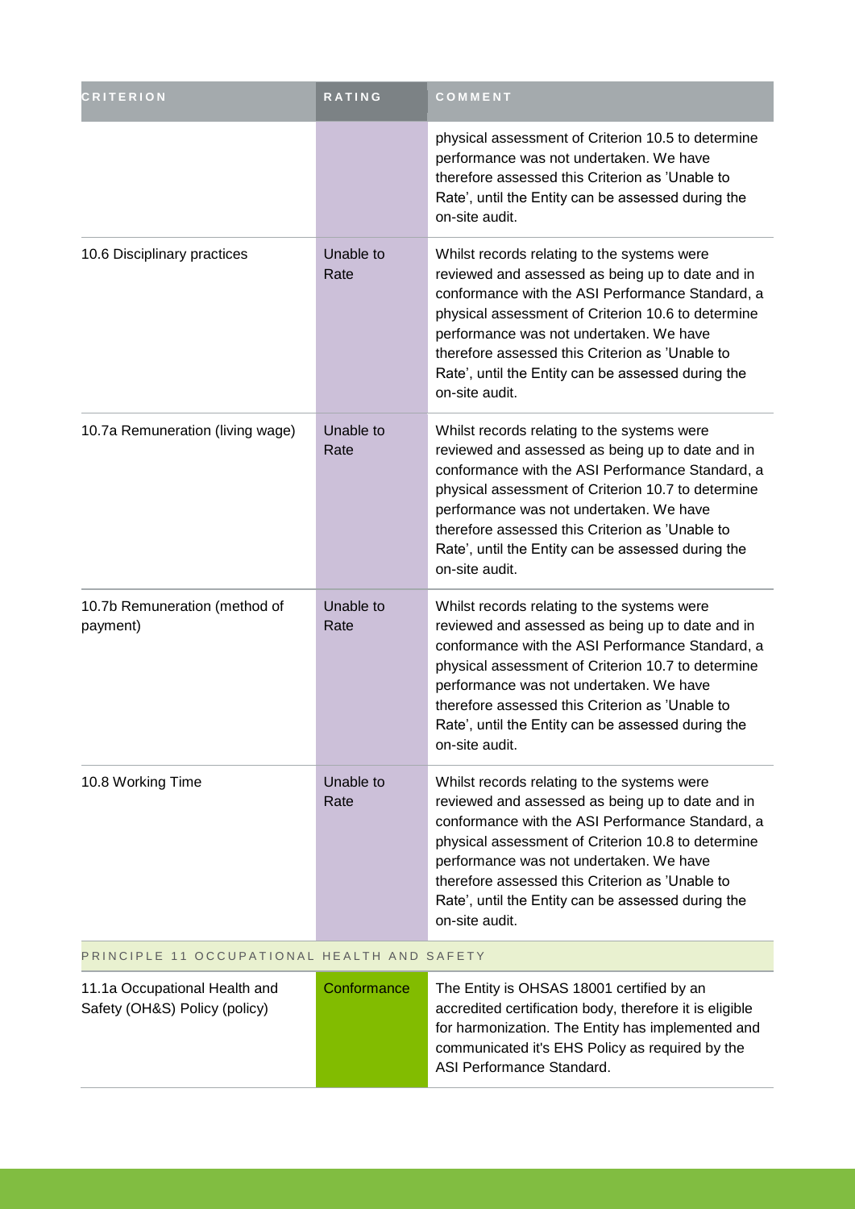| CRITERION | RATING | COMMENT |
| --- | --- | --- |
| | | physical assessment of Criterion 10.5 to determine performance was not undertaken. We have therefore assessed this Criterion as 'Unable to Rate', until the Entity can be assessed during the on-site audit. |
| 10.6 Disciplinary practices | Unable to Rate | Whilst records relating to the systems were reviewed and assessed as being up to date and in conformance with the ASI Performance Standard, a physical assessment of Criterion 10.6 to determine performance was not undertaken. We have therefore assessed this Criterion as 'Unable to Rate', until the Entity can be assessed during the on-site audit. |
| 10.7a Remuneration (living wage) | Unable to Rate | Whilst records relating to the systems were reviewed and assessed as being up to date and in conformance with the ASI Performance Standard, a physical assessment of Criterion 10.7 to determine performance was not undertaken. We have therefore assessed this Criterion as 'Unable to Rate', until the Entity can be assessed during the on-site audit. |
| 10.7b Remuneration (method of payment) | Unable to Rate | Whilst records relating to the systems were reviewed and assessed as being up to date and in conformance with the ASI Performance Standard, a physical assessment of Criterion 10.7 to determine performance was not undertaken. We have therefore assessed this Criterion as 'Unable to Rate', until the Entity can be assessed during the on-site audit. |
| 10.8 Working Time | Unable to Rate | Whilst records relating to the systems were reviewed and assessed as being up to date and in conformance with the ASI Performance Standard, a physical assessment of Criterion 10.8 to determine performance was not undertaken. We have therefore assessed this Criterion as 'Unable to Rate', until the Entity can be assessed during the on-site audit. |
| PRINCIPLE 11 OCCUPATIONAL HEALTH AND SAFETY | | |
| 11.1a Occupational Health and Safety (OH&S) Policy (policy) | Conformance | The Entity is OHSAS 18001 certified by an accredited certification body, therefore it is eligible for harmonization. The Entity has implemented and communicated it's EHS Policy as required by the ASI Performance Standard. |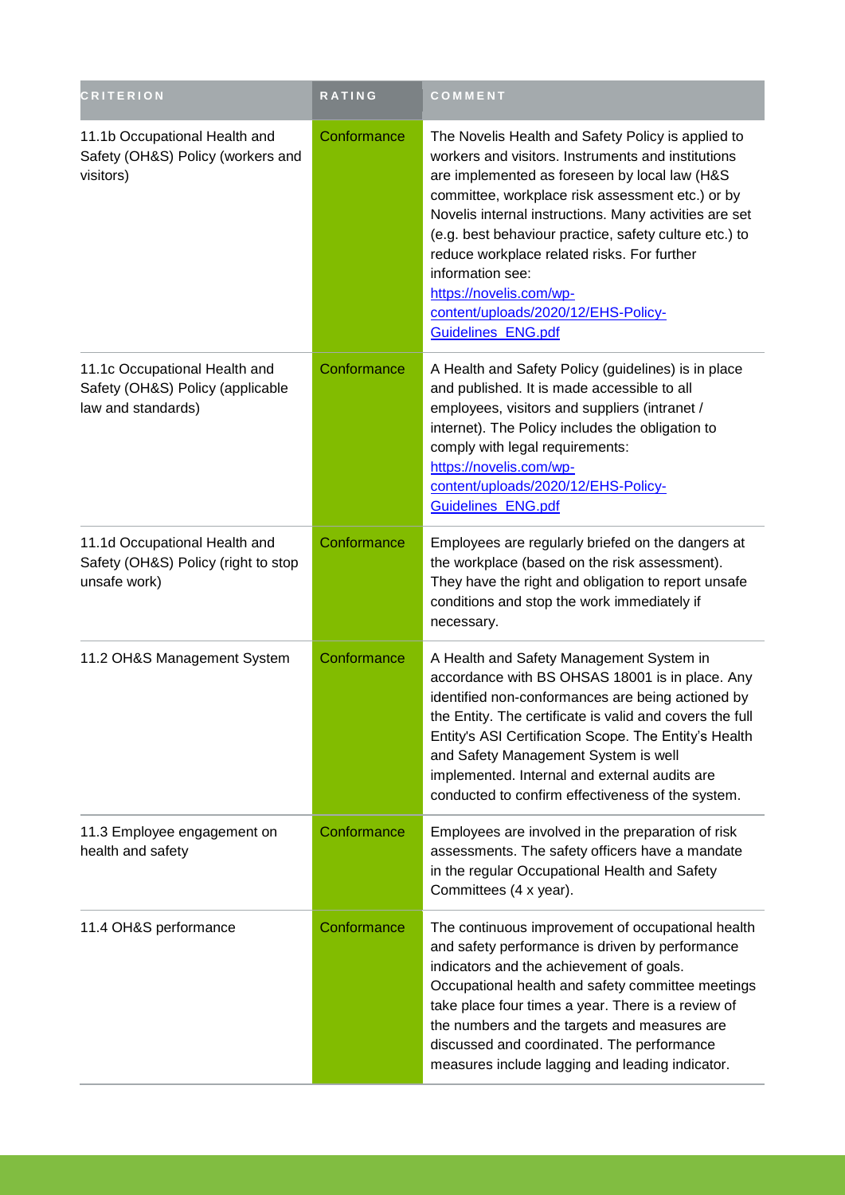| CRITERION | RATING | COMMENT |
| --- | --- | --- |
| 11.1b Occupational Health and Safety (OH&S) Policy (workers and visitors) | Conformance | The Novelis Health and Safety Policy is applied to workers and visitors. Instruments and institutions are implemented as foreseen by local law (H&S committee, workplace risk assessment etc.) or by Novelis internal instructions. Many activities are set (e.g. best behaviour practice, safety culture etc.) to reduce workplace related risks. For further information see: https://novelis.com/wp-content/uploads/2020/12/EHS-Policy-Guidelines_ENG.pdf |
| 11.1c Occupational Health and Safety (OH&S) Policy (applicable law and standards) | Conformance | A Health and Safety Policy (guidelines) is in place and published. It is made accessible to all employees, visitors and suppliers (intranet / internet). The Policy includes the obligation to comply with legal requirements: https://novelis.com/wp-content/uploads/2020/12/EHS-Policy-Guidelines_ENG.pdf |
| 11.1d Occupational Health and Safety (OH&S) Policy (right to stop unsafe work) | Conformance | Employees are regularly briefed on the dangers at the workplace (based on the risk assessment). They have the right and obligation to report unsafe conditions and stop the work immediately if necessary. |
| 11.2 OH&S Management System | Conformance | A Health and Safety Management System in accordance with BS OHSAS 18001 is in place. Any identified non-conformances are being actioned by the Entity. The certificate is valid and covers the full Entity's ASI Certification Scope. The Entity's Health and Safety Management System is well implemented. Internal and external audits are conducted to confirm effectiveness of the system. |
| 11.3 Employee engagement on health and safety | Conformance | Employees are involved in the preparation of risk assessments. The safety officers have a mandate in the regular Occupational Health and Safety Committees (4 x year). |
| 11.4 OH&S performance | Conformance | The continuous improvement of occupational health and safety performance is driven by performance indicators and the achievement of goals. Occupational health and safety committee meetings take place four times a year. There is a review of the numbers and the targets and measures are discussed and coordinated. The performance measures include lagging and leading indicator. |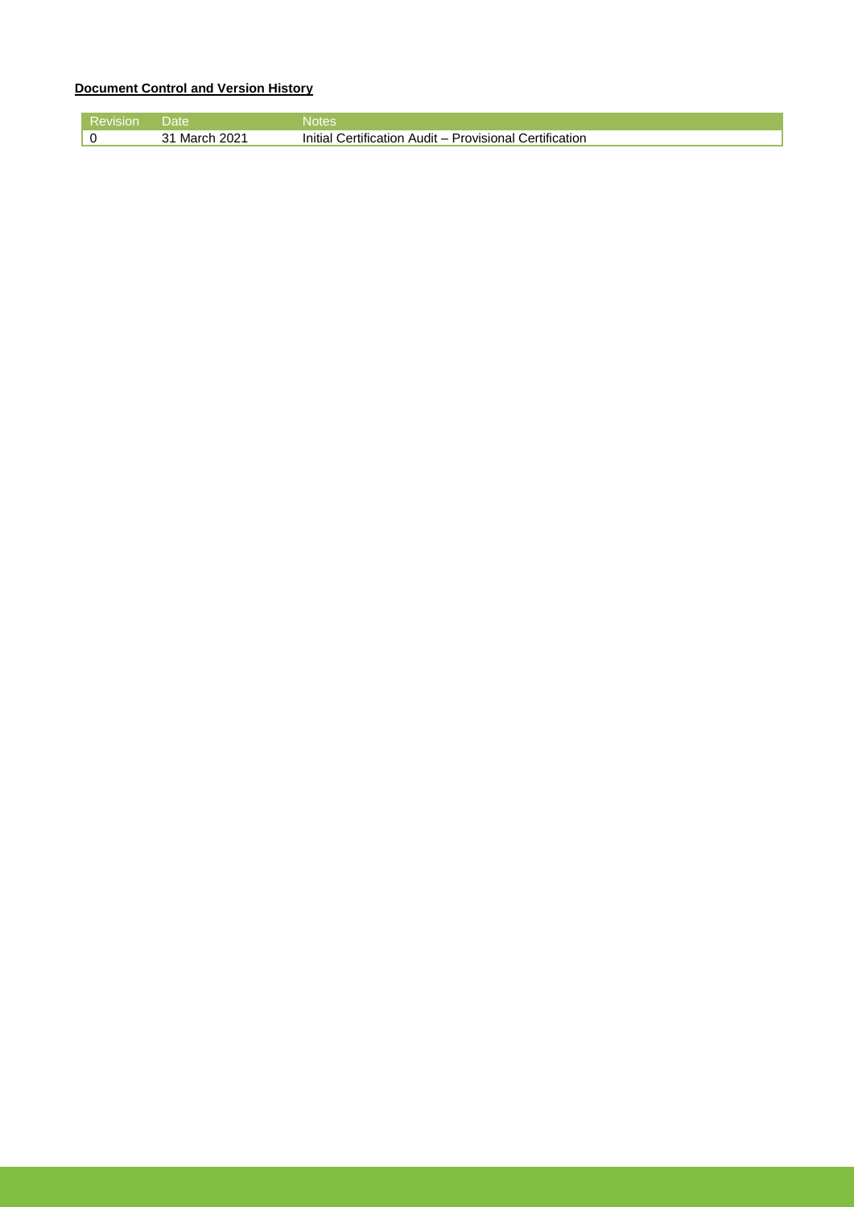**Document Control and Version History**

| Revision | Date | Notes |
| --- | --- | --- |
| 0 | 31 March 2021 | Initial Certification Audit – Provisional Certification |